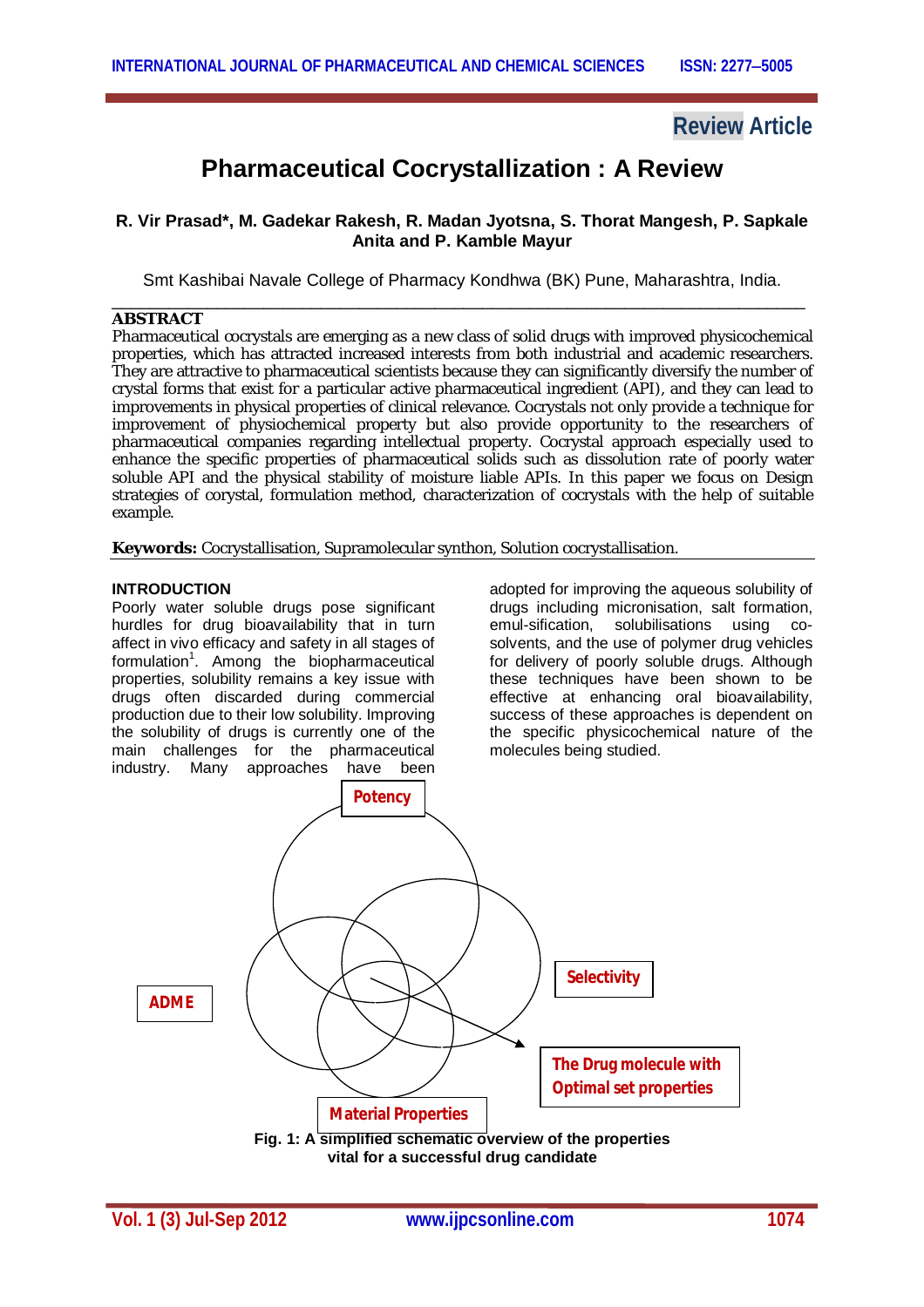Review Article

# Pharmaceutical Cocrystallization : A Review

**R. Vir Prasad*, M. Gadekar Rakesh, R. Madan Jyotsna, S. Thorat Mangesh, P. Sapkale Anita and P. Kamble Mayur**

Smt Kashibai Navale College of Pharmacy Kondhwa (BK) Pune, Maharashtra, India.

## ABSTRACT

Pharmaceutical cocrystals are emerging as a new class of solid drugs with improved physicochemical properties, which has attracted increased interests from both industrial and academic researchers. They are attractive to pharmaceutical scientists because they can significantly diversify the number of crystal forms that exist for a particular active pharmaceutical ingredient (API), and they can lead to improvements in physical properties of clinical relevance. Cocrystals not only provide a technique for improvement of physiochemical property but also provide opportunity to the researchers of pharmaceutical companies regarding intellectual property. Cocrystal approach especially used to enhance the specific properties of pharmaceutical solids such as dissolution rate of poorly water soluble API and the physical stability of moisture liable APIs. In this paper we focus on Design strategies of corystal, formulation method, characterization of cocrystals with the help of suitable example.

**Keywords:** Cocrystallisation, Supramolecular synthon, Solution cocrystallisation.

## INTRODUCTION

Poorly water soluble drugs pose significant hurdles for drug bioavailability that in turn affect in vivo efficacy and safety in all stages of formulation[1]. Among the biopharmaceutical properties, solubility remains a key issue with drugs often discarded during commercial production due to their low solubility. Improving the solubility of drugs is currently one of the main challenges for the pharmaceutical industry. Many approaches have been adopted for improving the aqueous solubility of drugs including micronisation, salt formation, emul-sification, solubilisations using co-solvents, and the use of polymer drug vehicles for delivery of poorly soluble drugs. Although these techniques have been shown to be effective at enhancing oral bioavailability, success of these approaches is dependent on the specific physicochemical nature of the molecules being studied.

Potency

Selectivity

ADME

The Drug molecule with Optimal set properties

Material Properties

**Fig. 1: A simplified schematic overview of the properties vital for a successful drug candidate**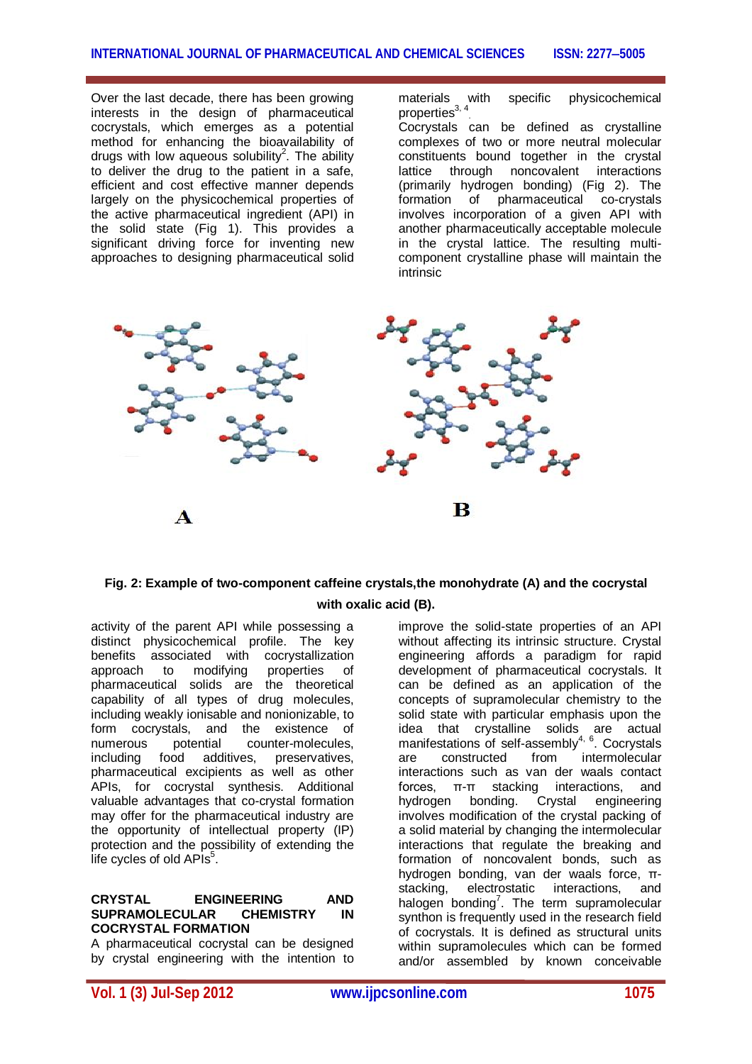Over the last decade, there has been growing interests in the design of pharmaceutical cocrystals, which emerges as a potential method for enhancing the bioavailability of drugs with low aqueous solubility[2]. The ability to deliver the drug to the patient in a safe, efficient and cost effective manner depends largely on the physicochemical properties of the active pharmaceutical ingredient (API) in the solid state (Fig 1). This provides a significant driving force for inventing new approaches to designing pharmaceutical solid materials with specific physicochemical properties[3, 4].

Cocrystals can be defined as crystalline complexes of two or more neutral molecular constituents bound together in the crystal lattice through noncovalent interactions (primarily hydrogen bonding) (Fig 2). The formation of pharmaceutical co-crystals involves incorporation of a given API with another pharmaceutically acceptable molecule in the crystal lattice. The resulting multi-component crystalline phase will maintain the intrinsic activity of the parent API while possessing a distinct physicochemical profile. The key benefits associated with cocrystallization approach to modifying properties of pharmaceutical solids are the theoretical capability of all types of drug molecules, including weakly ionisable and nonionizable, to form cocrystals, and the existence of numerous potential counter-molecules, including food additives, preservatives, pharmaceutical excipients as well as other APIs, for cocrystal synthesis. Additional valuable advantages that co-crystal formation may offer for the pharmaceutical industry are the opportunity of intellectual property (IP) protection and the possibility of extending the life cycles of old APIs[5].

**Fig. 2: Example of two-component caffeine crystals,the monohydrate (A) and the cocrystal with oxalic acid (B).**

## CRYSTAL ENGINEERING AND SUPRAMOLECULAR CHEMISTRY IN COCRYSTAL FORMATION

A pharmaceutical cocrystal can be designed by crystal engineering with the intention to improve the solid-state properties of an API without affecting its intrinsic structure. Crystal engineering affords a paradigm for rapid development of pharmaceutical cocrystals. It can be defined as an application of the concepts of supramolecular chemistry to the solid state with particular emphasis upon the idea that crystalline solids are actual manifestations of self-assembly[4, 6]. Cocrystals are constructed from intermolecular interactions such as van der waals contact forces, π-π stacking interactions, and hydrogen bonding. Crystal engineering involves modification of the crystal packing of a solid material by changing the intermolecular interactions that regulate the breaking and formation of noncovalent bonds, such as hydrogen bonding, van der waals force, π-stacking, electrostatic interactions, and halogen bonding[7]. The term supramolecular synthon is frequently used in the research field of cocrystals. It is defined as structural units within supramolecules which can be formed and/or assembled by known conceivable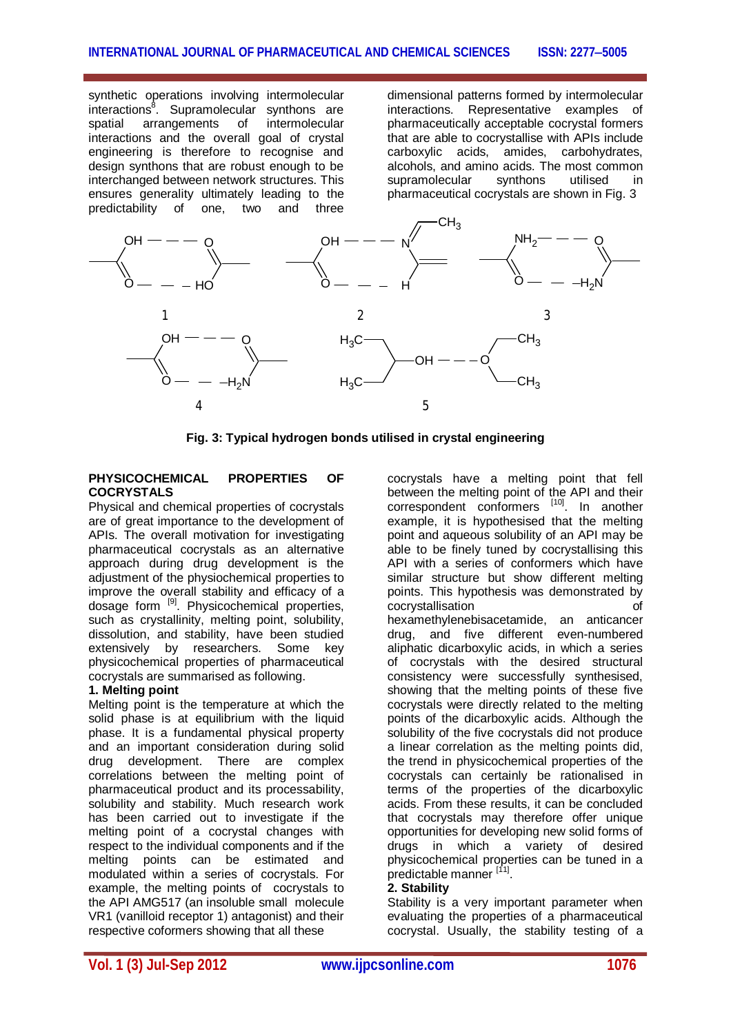synthetic operations involving intermolecular interactions[8]. Supramolecular synthons are spatial arrangements of intermolecular interactions and the overall goal of crystal engineering is therefore to recognise and design synthons that are robust enough to be interchanged between network structures. This ensures generality ultimately leading to the predictability of one, two and three dimensional patterns formed by intermolecular interactions. Representative examples of pharmaceutically acceptable cocrystal formers that are able to cocrystallise with APIs include carboxylic acids, amides, carbohydrates, alcohols, and amino acids. The most common supramolecular synthons utilised in pharmaceutical cocrystals are shown in Fig. 3

**Fig. 3: Typical hydrogen bonds utilised in crystal engineering**

## PHYSICOCHEMICAL PROPERTIES OF COCRYSTALS

Physical and chemical properties of cocrystals are of great importance to the development of APIs. The overall motivation for investigating pharmaceutical cocrystals as an alternative approach during drug development is the adjustment of the physiochemical properties to improve the overall stability and efficacy of a dosage form [9]. Physicochemical properties, such as crystallinity, melting point, solubility, dissolution, and stability, have been studied extensively by researchers. Some key physicochemical properties of pharmaceutical cocrystals are summarised as following.

### 1. Melting point

Melting point is the temperature at which the solid phase is at equilibrium with the liquid phase. It is a fundamental physical property and an important consideration during solid drug development. There are complex correlations between the melting point of pharmaceutical product and its processability, solubility and stability. Much research work has been carried out to investigate if the melting point of a cocrystal changes with respect to the individual components and if the melting points can be estimated and modulated within a series of cocrystals. For example, the melting points of cocrystals to the API AMG517 (an insoluble small molecule VR1 (vanilloid receptor 1) antagonist) and their respective coformers showing that all these cocrystals have a melting point that fell between the melting point of the API and their correspondent conformers [10]. In another example, it is hypothesised that the melting point and aqueous solubility of an API may be able to be finely tuned by cocrystallising this API with a series of conformers which have similar structure but show different melting points. This hypothesis was demonstrated by cocrystallisation of hexamethylenebisacetamide, an anticancer drug, and five different even-numbered aliphatic dicarboxylic acids, in which a series of cocrystals with the desired structural consistency were successfully synthesised, showing that the melting points of these five cocrystals were directly related to the melting points of the dicarboxylic acids. Although the solubility of the five cocrystals did not produce a linear correlation as the melting points did, the trend in physicochemical properties of the cocrystals can certainly be rationalised in terms of the properties of the dicarboxylic acids. From these results, it can be concluded that cocrystals may therefore offer unique opportunities for developing new solid forms of drugs in which a variety of desired physicochemical properties can be tuned in a predictable manner [11].

### 2. Stability

Stability is a very important parameter when evaluating the properties of a pharmaceutical cocrystal. Usually, the stability testing of a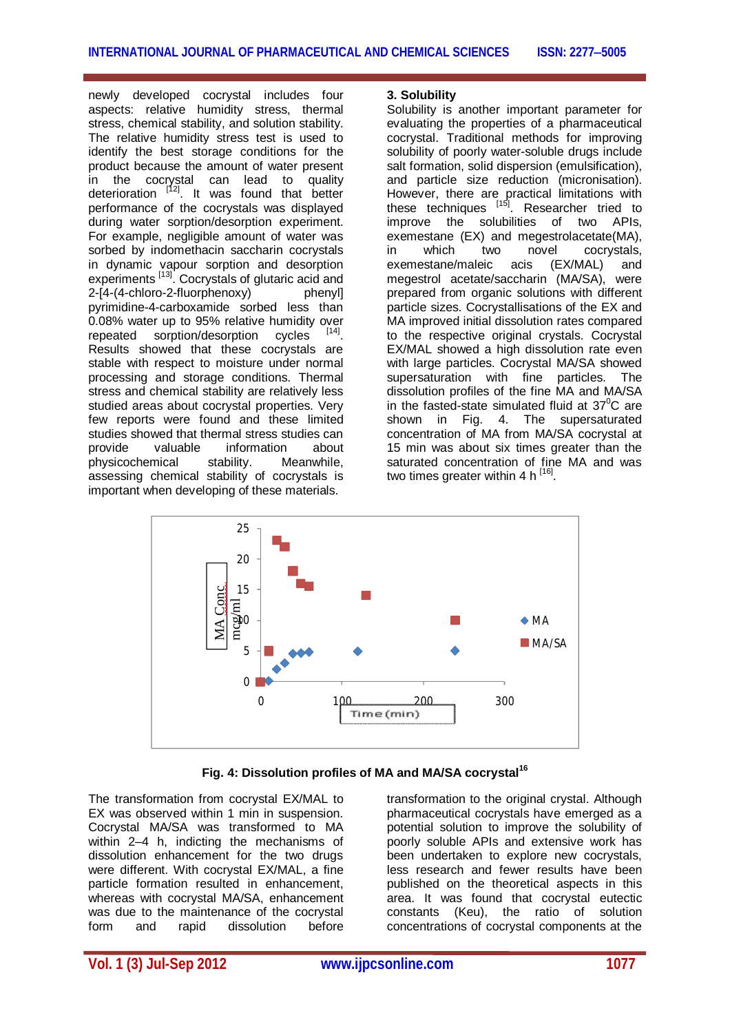newly developed cocrystal includes four aspects: relative humidity stress, thermal stress, chemical stability, and solution stability. The relative humidity stress test is used to identify the best storage conditions for the product because the amount of water present in the cocrystal can lead to quality deterioration [12]. It was found that better performance of the cocrystals was displayed during water sorption/desorption experiment. For example, negligible amount of water was sorbed by indomethacin saccharin cocrystals in dynamic vapour sorption and desorption experiments [13]. Cocrystals of glutaric acid and 2-[4-(4-chloro-2-fluorphenoxy) phenyl] pyrimidine-4-carboxamide sorbed less than 0.08% water up to 95% relative humidity over repeated sorption/desorption cycles [14]. Results showed that these cocrystals are stable with respect to moisture under normal processing and storage conditions. Thermal stress and chemical stability are relatively less studied areas about cocrystal properties. Very few reports were found and these limited studies showed that thermal stress studies can provide valuable information about physicochemical stability. Meanwhile, assessing chemical stability of cocrystals is important when developing of these materials.

### 3. Solubility

Solubility is another important parameter for evaluating the properties of a pharmaceutical cocrystal. Traditional methods for improving solubility of poorly water-soluble drugs include salt formation, solid dispersion (emulsification), and particle size reduction (micronisation). However, there are practical limitations with these techniques [15]. Researcher tried to improve the solubilities of two APIs, exemestane (EX) and megestrolacetate(MA), in which two novel cocrystals, exemestane/maleic acis (EX/MAL) and megestrol acetate/saccharin (MA/SA), were prepared from organic solutions with different particle sizes. Cocrystallisations of the EX and MA improved initial dissolution rates compared to the respective original crystals. Cocrystal EX/MAL showed a high dissolution rate even with large particles. Cocrystal MA/SA showed supersaturation with fine particles. The dissolution profiles of the fine MA and MA/SA in the fasted-state simulated fluid at 37$^0$C are shown in Fig. 4. The supersaturated concentration of MA from MA/SA cocrystal at 15 min was about six times greater than the saturated concentration of fine MA and was two times greater within 4 h [16].

**Fig. 4: Dissolution profiles of MA and MA/SA cocrystal[16]**

The transformation from cocrystal EX/MAL to EX was observed within 1 min in suspension. Cocrystal MA/SA was transformed to MA within 2–4 h, indicting the mechanisms of dissolution enhancement for the two drugs were different. With cocrystal EX/MAL, a fine particle formation resulted in enhancement, whereas with cocrystal MA/SA, enhancement was due to the maintenance of the cocrystal form and rapid dissolution before transformation to the original crystal. Although pharmaceutical cocrystals have emerged as a potential solution to improve the solubility of poorly soluble APIs and extensive work has been undertaken to explore new cocrystals, less research and fewer results have been published on the theoretical aspects in this area. It was found that cocrystal eutectic constants (Keu), the ratio of solution concentrations of cocrystal components at the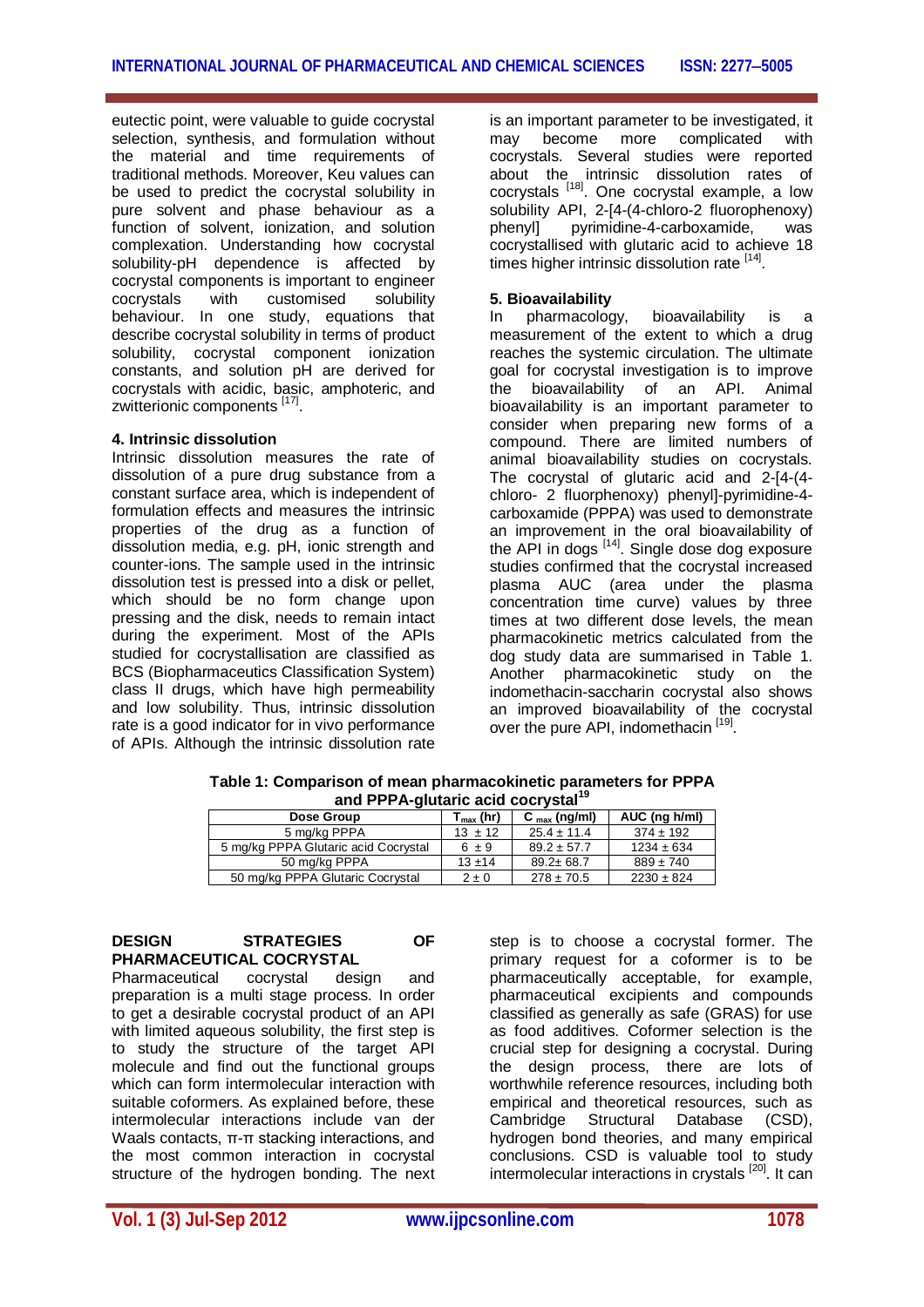eutectic point, were valuable to guide cocrystal selection, synthesis, and formulation without the material and time requirements of traditional methods. Moreover, Keu values can be used to predict the cocrystal solubility in pure solvent and phase behaviour as a function of solvent, ionization, and solution complexation. Understanding how cocrystal solubility-pH dependence is affected by cocrystal components is important to engineer cocrystals with customised solubility behaviour. In one study, equations that describe cocrystal solubility in terms of product solubility, cocrystal component ionization constants, and solution pH are derived for cocrystals with acidic, basic, amphoteric, and zwitterionic components [17].

### 4. Intrinsic dissolution

Intrinsic dissolution measures the rate of dissolution of a pure drug substance from a constant surface area, which is independent of formulation effects and measures the intrinsic properties of the drug as a function of dissolution media, e.g. pH, ionic strength and counter-ions. The sample used in the intrinsic dissolution test is pressed into a disk or pellet, which should be no form change upon pressing and the disk, needs to remain intact during the experiment. Most of the APIs studied for cocrystallisation are classified as BCS (Biopharmaceutics Classification System) class II drugs, which have high permeability and low solubility. Thus, intrinsic dissolution rate is a good indicator for in vivo performance of APIs. Although the intrinsic dissolution rate is an important parameter to be investigated, it may become more complicated with cocrystals. Several studies were reported about the intrinsic dissolution rates of cocrystals [18]. One cocrystal example, a low solubility API, 2-[4-(4-chloro-2 fluorophenoxy) phenyl] pyrimidine-4-carboxamide, was cocrystallised with glutaric acid to achieve 18 times higher intrinsic dissolution rate [14].

### 5. Bioavailability

In pharmacology, bioavailability is a measurement of the extent to which a drug reaches the systemic circulation. The ultimate goal for cocrystal investigation is to improve the bioavailability of an API. Animal bioavailability is an important parameter to consider when preparing new forms of a compound. There are limited numbers of animal bioavailability studies on cocrystals. The cocrystal of glutaric acid and 2-[4-(4-chloro- 2 fluorphenoxy) phenyl]-pyrimidine-4-carboxamide (PPPA) was used to demonstrate an improvement in the oral bioavailability of the API in dogs [14]. Single dose dog exposure studies confirmed that the cocrystal increased plasma AUC (area under the plasma concentration time curve) values by three times at two different dose levels, the mean pharmacokinetic metrics calculated from the dog study data are summarised in Table 1. Another pharmacokinetic study on the indomethacin-saccharin cocrystal also shows an improved bioavailability of the cocrystal over the pure API, indomethacin [19].

**Table 1: Comparison of mean pharmacokinetic parameters for PPPA and PPPA-glutaric acid cocrystal[19]**

| Dose Group | $T_{max}$ (hr) | $C_{max}$ (ng/ml) | AUC (ng h/ml) |
|---|---|---|---|
| 5 mg/kg PPPA | 13 ± 12 | 25.4 ± 11.4 | 374 ± 192 |
| 5 mg/kg PPPA Glutaric acid Cocrystal | 6 ± 9 | 89.2 ± 57.7 | 1234 ± 634 |
| 50 mg/kg PPPA | 13 ±14 | 89.2± 68.7 | 889 ± 740 |
| 50 mg/kg PPPA Glutaric Cocrystal | 2 ± 0 | 278 ± 70.5 | 2230 ± 824 |

## DESIGN STRATEGIES OF PHARMACEUTICAL COCRYSTAL

Pharmaceutical cocrystal design and preparation is a multi stage process. In order to get a desirable cocrystal product of an API with limited aqueous solubility, the first step is to study the structure of the target API molecule and find out the functional groups which can form intermolecular interaction with suitable coformers. As explained before, these intermolecular interactions include van der Waals contacts, π-π stacking interactions, and the most common interaction in cocrystal structure of the hydrogen bonding. The next step is to choose a cocrystal former. The primary request for a coformer is to be pharmaceutically acceptable, for example, pharmaceutical excipients and compounds classified as generally as safe (GRAS) for use as food additives. Coformer selection is the crucial step for designing a cocrystal. During the design process, there are lots of worthwhile reference resources, including both empirical and theoretical resources, such as Cambridge Structural Database (CSD), hydrogen bond theories, and many empirical conclusions. CSD is valuable tool to study intermolecular interactions in crystals [20]. It can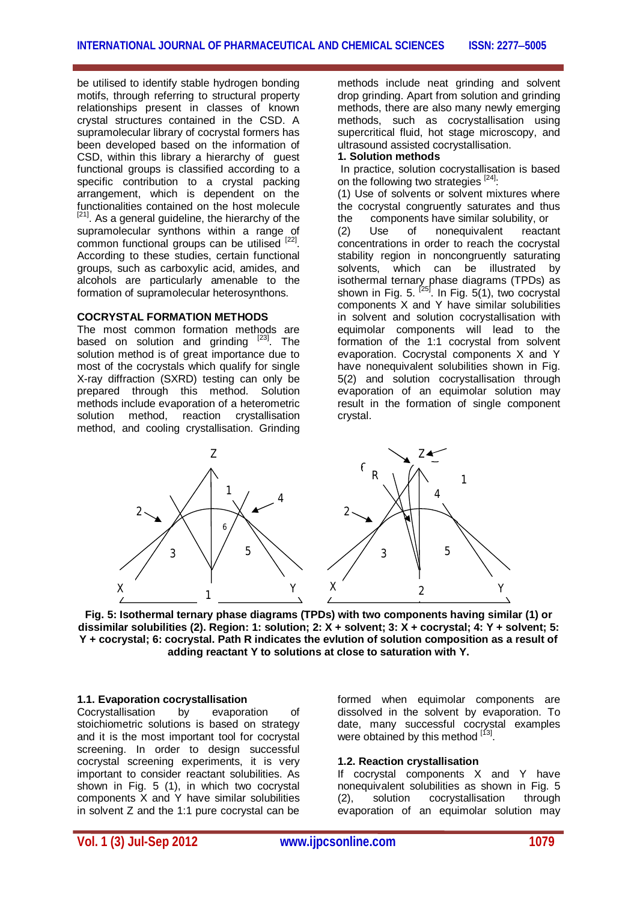be utilised to identify stable hydrogen bonding motifs, through referring to structural property relationships present in classes of known crystal structures contained in the CSD. A supramolecular library of cocrystal formers has been developed based on the information of CSD, within this library a hierarchy of guest functional groups is classified according to a specific contribution to a crystal packing arrangement, which is dependent on the functionalities contained on the host molecule [21]. As a general guideline, the hierarchy of the supramolecular synthons within a range of common functional groups can be utilised [22]. According to these studies, certain functional groups, such as carboxylic acid, amides, and alcohols are particularly amenable to the formation of supramolecular heterosynthons.

## COCRYSTAL FORMATION METHODS

The most common formation methods are based on solution and grinding [23]. The solution method is of great importance due to most of the cocrystals which qualify for single X-ray diffraction (SXRD) testing can only be prepared through this method. Solution methods include evaporation of a heteromeric solution method, reaction crystallisation method, and cooling crystallisation. Grinding methods include neat grinding and solvent drop grinding. Apart from solution and grinding methods, there are also many newly emerging methods, such as cocrystallisation using supercritical fluid, hot stage microscopy, and ultrasound assisted cocrystallisation.

### 1. Solution methods

In practice, solution cocrystallisation is based on the following two strategies [24]:

(1) Use of solvents or solvent mixtures where the cocrystal congruently saturates and thus the components have similar solubility, or

(2) Use of nonequivalent reactant concentrations in order to reach the cocrystal stability region in noncongruently saturating solvents, which can be illustrated by isothermal ternary phase diagrams (TPDs) as shown in Fig. 5. [25]. In Fig. 5(1), two cocrystal components X and Y have similar solubilities in solvent and solution cocrystallisation with equimolar components will lead to the formation of the 1:1 cocrystal from solvent evaporation. Cocrystal components X and Y have nonequivalent solubilities shown in Fig. 5(2) and solution cocrystallisation through evaporation of an equimolar solution may result in the formation of single component crystal.

**Fig. 5: Isothermal ternary phase diagrams (TPDs) with two components having similar (1) or dissimilar solubilities (2). Region: 1: solution; 2: X + solvent; 3: X + cocrystal; 4: Y + solvent; 5: Y + cocrystal; 6: cocrystal. Path R indicates the evlution of solution composition as a result of adding reactant Y to solutions at close to saturation with Y.**

#### 1.1. Evaporation cocrystallisation

Cocrystallisation by evaporation of stoichiometric solutions is based on strategy and it is the most important tool for cocrystal screening. In order to design successful cocrystal screening experiments, it is very important to consider reactant solubilities. As shown in Fig. 5 (1), in which two cocrystal components X and Y have similar solubilities in solvent Z and the 1:1 pure cocrystal can be formed when equimolar components are dissolved in the solvent by evaporation. To date, many successful cocrystal examples were obtained by this method [13].

#### 1.2. Reaction crystallisation

If cocrystal components X and Y have nonequivalent solubilities as shown in Fig. 5 (2), solution cocrystallisation through evaporation of an equimolar solution may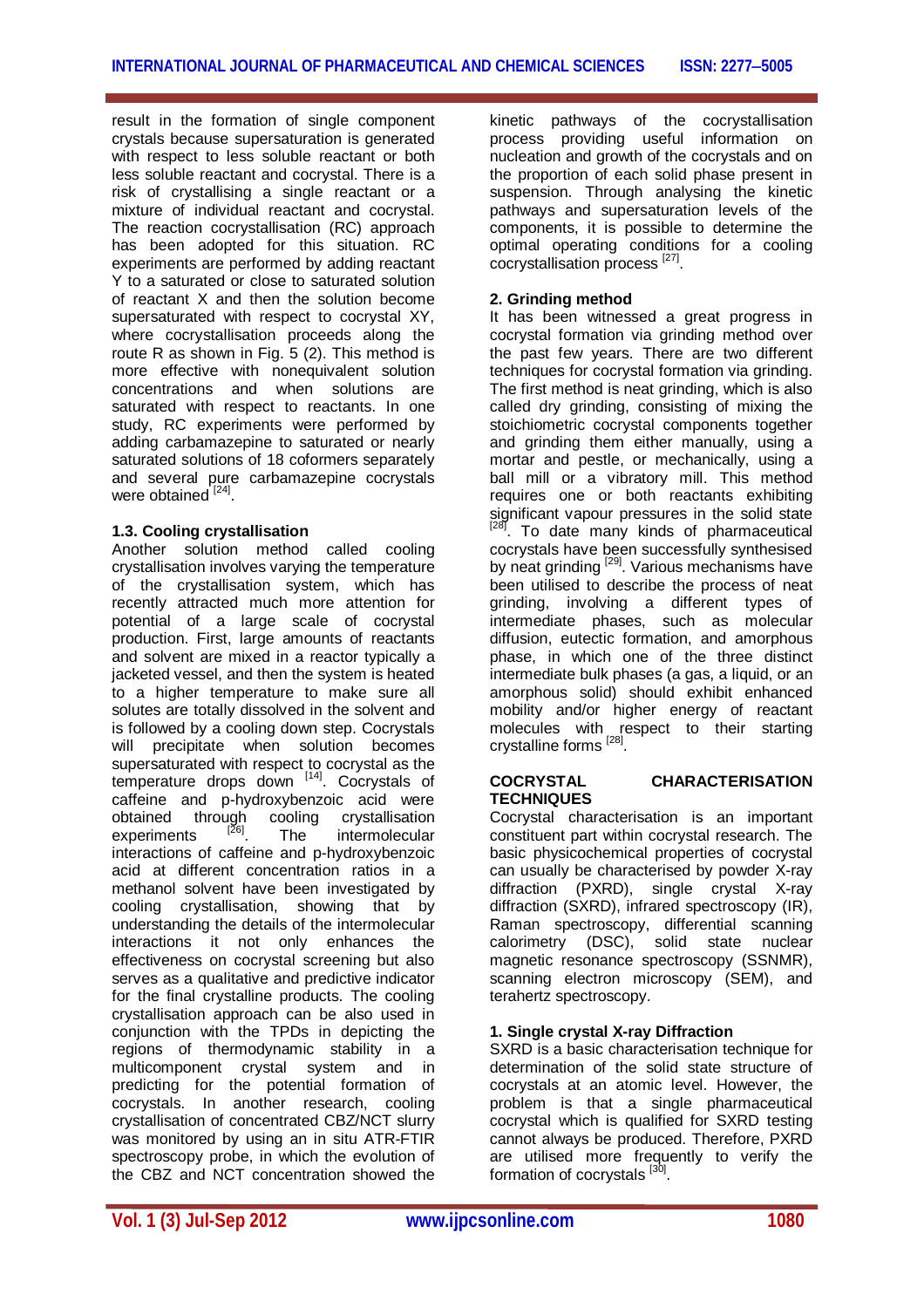result in the formation of single component crystals because supersaturation is generated with respect to less soluble reactant or both less soluble reactant and cocrystal. There is a risk of crystallising a single reactant or a mixture of individual reactant and cocrystal. The reaction cocrystallisation (RC) approach has been adopted for this situation. RC experiments are performed by adding reactant Y to a saturated or close to saturated solution of reactant X and then the solution become supersaturated with respect to cocrystal XY, where cocrystallisation proceeds along the route R as shown in Fig. 5 (2). This method is more effective with nonequivalent solution concentrations and when solutions are saturated with respect to reactants. In one study, RC experiments were performed by adding carbamazepine to saturated or nearly saturated solutions of 18 coformers separately and several pure carbamazepine cocrystals were obtained [24].

### 1.3. Cooling crystallisation

Another solution method called cooling crystallisation involves varying the temperature of the crystallisation system, which has recently attracted much more attention for potential of a large scale of cocrystal production. First, large amounts of reactants and solvent are mixed in a reactor typically a jacketed vessel, and then the system is heated to a higher temperature to make sure all solutes are totally dissolved in the solvent and is followed by a cooling down step. Cocrystals will precipitate when solution becomes supersaturated with respect to cocrystal as the temperature drops down [14]. Cocrystals of caffeine and p-hydroxybenzoic acid were obtained through cooling crystallisation experiments [26]. The intermolecular interactions of caffeine and p-hydroxybenzoic acid at different concentration ratios in a methanol solvent have been investigated by cooling crystallisation, showing that by understanding the details of the intermolecular interactions it not only enhances the effectiveness on cocrystal screening but also serves as a qualitative and predictive indicator for the final crystalline products. The cooling crystallisation approach can be also used in conjunction with the TPDs in depicting the regions of thermodynamic stability in a multicomponent crystal system and in predicting for the potential formation of cocrystals. In another research, cooling crystallisation of concentrated CBZ/NCT slurry was monitored by using an in situ ATR-FTIR spectroscopy probe, in which the evolution of the CBZ and NCT concentration showed the kinetic pathways of the cocrystallisation process providing useful information on nucleation and growth of the cocrystals and on the proportion of each solid phase present in suspension. Through analysing the kinetic pathways and supersaturation levels of the components, it is possible to determine the optimal operating conditions for a cooling cocrystallisation process [27].

### 2. Grinding method

It has been witnessed a great progress in cocrystal formation via grinding method over the past few years. There are two different techniques for cocrystal formation via grinding. The first method is neat grinding, which is also called dry grinding, consisting of mixing the stoichiometric cocrystal components together and grinding them either manually, using a mortar and pestle, or mechanically, using a ball mill or a vibratory mill. This method requires one or both reactants exhibiting significant vapour pressures in the solid state [28]. To date many kinds of pharmaceutical cocrystals have been successfully synthesised by neat grinding [29]. Various mechanisms have been utilised to describe the process of neat grinding, involving a different types of intermediate phases, such as molecular diffusion, eutectic formation, and amorphous phase, in which one of the three distinct intermediate bulk phases (a gas, a liquid, or an amorphous solid) should exhibit enhanced mobility and/or higher energy of reactant molecules with respect to their starting crystalline forms [28].

## COCRYSTAL CHARACTERISATION TECHNIQUES

Cocrystal characterisation is an important constituent part within cocrystal research. The basic physicochemical properties of cocrystal can usually be characterised by powder X-ray diffraction (PXRD), single crystal X-ray diffraction (SXRD), infrared spectroscopy (IR), Raman spectroscopy, differential scanning calorimetry (DSC), solid state nuclear magnetic resonance spectroscopy (SSNMR), scanning electron microscopy (SEM), and terahertz spectroscopy.

### 1. Single crystal X-ray Diffraction

SXRD is a basic characterisation technique for determination of the solid state structure of cocrystals at an atomic level. However, the problem is that a single pharmaceutical cocrystal which is qualified for SXRD testing cannot always be produced. Therefore, PXRD are utilised more frequently to verify the formation of cocrystals [30].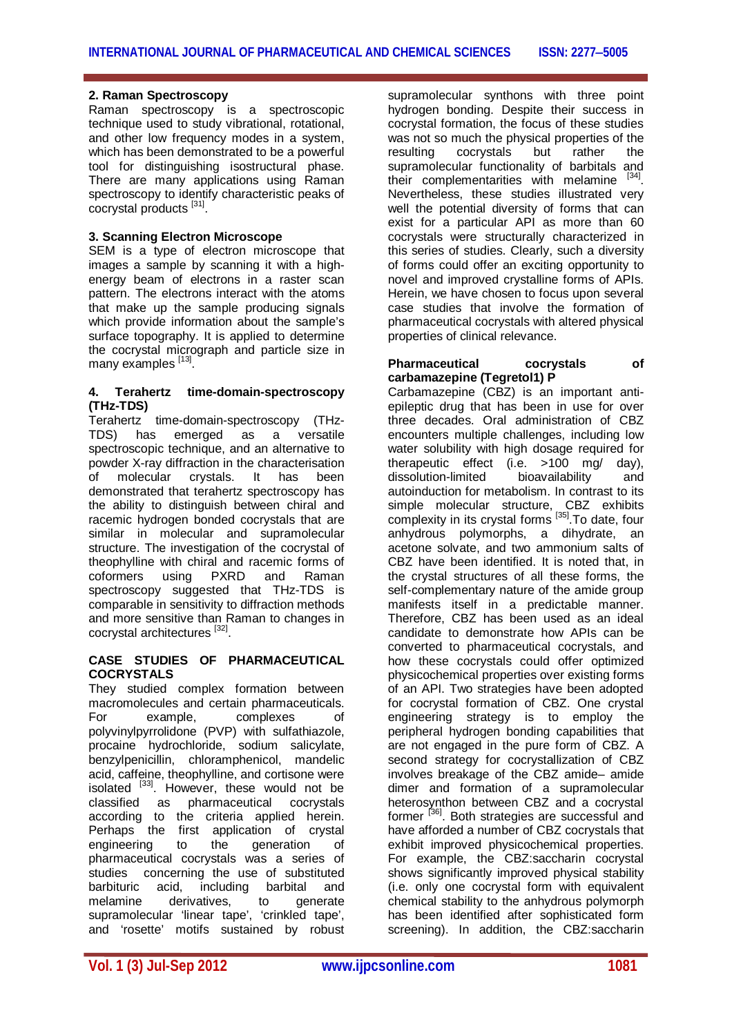### 2. Raman Spectroscopy

Raman spectroscopy is a spectroscopic technique used to study vibrational, rotational, and other low frequency modes in a system, which has been demonstrated to be a powerful tool for distinguishing isostructural phase. There are many applications using Raman spectroscopy to identify characteristic peaks of cocrystal products [31].

### 3. Scanning Electron Microscope

SEM is a type of electron microscope that images a sample by scanning it with a high-energy beam of electrons in a raster scan pattern. The electrons interact with the atoms that make up the sample producing signals which provide information about the sample's surface topography. It is applied to determine the cocrystal micrograph and particle size in many examples [13].

### 4. Terahertz time-domain-spectroscopy (THz-TDS)

Terahertz time-domain-spectroscopy (THz-TDS) has emerged as a versatile spectroscopic technique, and an alternative to powder X-ray diffraction in the characterisation of molecular crystals. It has been demonstrated that terahertz spectroscopy has the ability to distinguish between chiral and racemic hydrogen bonded cocrystals that are similar in molecular and supramolecular structure. The investigation of the cocrystal of theophylline with chiral and racemic forms of coformers using PXRD and Raman spectroscopy suggested that THz-TDS is comparable in sensitivity to diffraction methods and more sensitive than Raman to changes in cocrystal architectures [32].

## CASE STUDIES OF PHARMACEUTICAL COCRYSTALS

They studied complex formation between macromolecules and certain pharmaceuticals. For example, complexes of polyvinylpyrrolidone (PVP) with sulfathiazole, procaine hydrochloride, sodium salicylate, benzylpenicillin, chloramphenicol, mandelic acid, caffeine, theophylline, and cortisone were isolated [33]. However, these would not be classified as pharmaceutical cocrystals according to the criteria applied herein. Perhaps the first application of crystal engineering to the generation of pharmaceutical cocrystals was a series of studies concerning the use of substituted barbituric acid, including barbital and melamine derivatives, to generate supramolecular 'linear tape', 'crinkled tape', and 'rosette' motifs sustained by robust supramolecular synthons with three point hydrogen bonding. Despite their success in cocrystal formation, the focus of these studies was not so much the physical properties of the resulting cocrystals but rather the supramolecular functionality of barbitals and their complementarities with melamine [34]. Nevertheless, these studies illustrated very well the potential diversity of forms that can exist for a particular API as more than 60 cocrystals were structurally characterized in this series of studies. Clearly, such a diversity of forms could offer an exciting opportunity to novel and improved crystalline forms of APIs. Herein, we have chosen to focus upon several case studies that involve the formation of pharmaceutical cocrystals with altered physical properties of clinical relevance.

### Pharmaceutical cocrystals of carbamazepine (Tegretol1) P

Carbamazepine (CBZ) is an important anti-epileptic drug that has been in use for over three decades. Oral administration of CBZ encounters multiple challenges, including low water solubility with high dosage required for therapeutic effect (i.e. >100 mg/ day), dissolution-limited bioavailability and autoinduction for metabolism. In contrast to its simple molecular structure, CBZ exhibits complexity in its crystal forms [35].To date, four anhydrous polymorphs, a dihydrate, an acetone solvate, and two ammonium salts of CBZ have been identified. It is noted that, in the crystal structures of all these forms, the self-complementary nature of the amide group manifests itself in a predictable manner. Therefore, CBZ has been used as an ideal candidate to demonstrate how APIs can be converted to pharmaceutical cocrystals, and how these cocrystals could offer optimized physicochemical properties over existing forms of an API. Two strategies have been adopted for cocrystal formation of CBZ. One crystal engineering strategy is to employ the peripheral hydrogen bonding capabilities that are not engaged in the pure form of CBZ. A second strategy for cocrystallization of CBZ involves breakage of the CBZ amide– amide dimer and formation of a supramolecular heterosynthon between CBZ and a cocrystal former [36]. Both strategies are successful and have afforded a number of CBZ cocrystals that exhibit improved physicochemical properties. For example, the CBZ:saccharin cocrystal shows significantly improved physical stability (i.e. only one cocrystal form with equivalent chemical stability to the anhydrous polymorph has been identified after sophisticated form screening). In addition, the CBZ:saccharin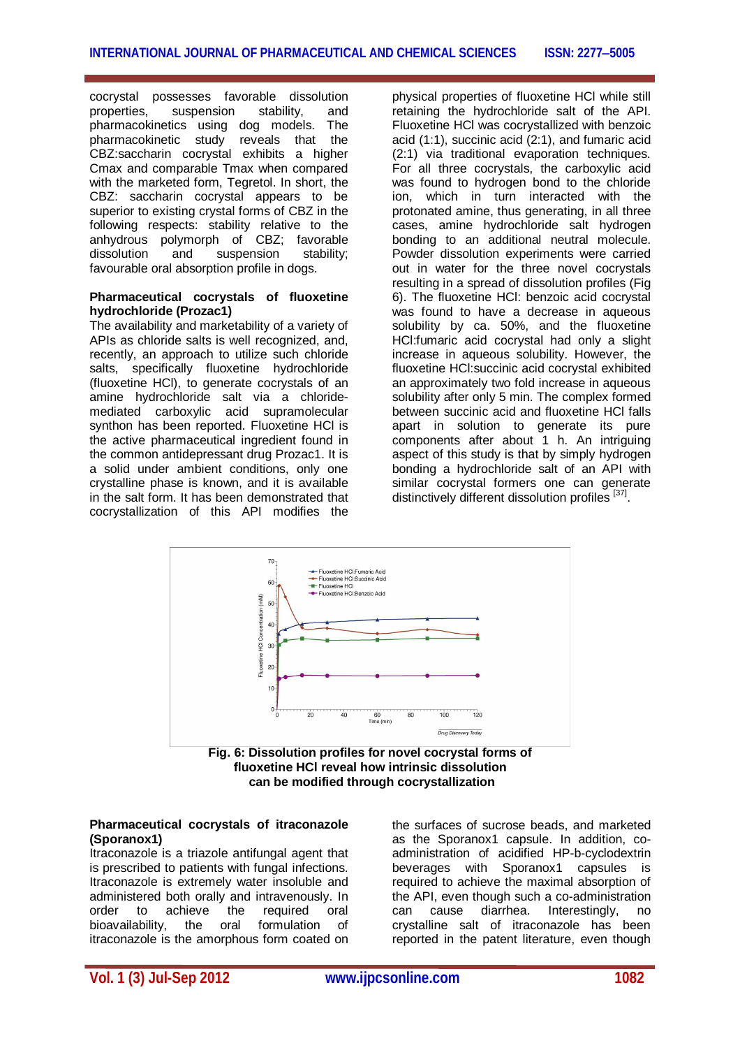cocrystal possesses favorable dissolution properties, suspension stability, and pharmacokinetics using dog models. The pharmacokinetic study reveals that the CBZ:saccharin cocrystal exhibits a higher Cmax and comparable Tmax when compared with the marketed form, Tegretol. In short, the CBZ: saccharin cocrystal appears to be superior to existing crystal forms of CBZ in the following respects: stability relative to the anhydrous polymorph of CBZ; favorable dissolution and suspension stability; favourable oral absorption profile in dogs.

**Pharmaceutical cocrystals of fluoxetine hydrochloride (Prozac1)**

The availability and marketability of a variety of APIs as chloride salts is well recognized, and, recently, an approach to utilize such chloride salts, specifically fluoxetine hydrochloride (fluoxetine HCl), to generate cocrystals of an amine hydrochloride salt via a chloride-mediated carboxylic acid supramolecular synthon has been reported. Fluoxetine HCl is the active pharmaceutical ingredient found in the common antidepressant drug Prozac1. It is a solid under ambient conditions, only one crystalline phase is known, and it is available in the salt form. It has been demonstrated that cocrystallization of this API modifies the physical properties of fluoxetine HCl while still retaining the hydrochloride salt of the API. Fluoxetine HCl was cocrystallized with benzoic acid (1:1), succinic acid (2:1), and fumaric acid (2:1) via traditional evaporation techniques. For all three cocrystals, the carboxylic acid was found to hydrogen bond to the chloride ion, which in turn interacted with the protonated amine, thus generating, in all three cases, amine hydrochloride salt hydrogen bonding to an additional neutral molecule. Powder dissolution experiments were carried out in water for the three novel cocrystals resulting in a spread of dissolution profiles (Fig 6). The fluoxetine HCl: benzoic acid cocrystal was found to have a decrease in aqueous solubility by ca. 50%, and the fluoxetine HCl:fumaric acid cocrystal had only a slight increase in aqueous solubility. However, the fluoxetine HCl:succinic acid cocrystal exhibited an approximately two fold increase in aqueous solubility after only 5 min. The complex formed between succinic acid and fluoxetine HCl falls apart in solution to generate its pure components after about 1 h. An intriguing aspect of this study is that by simply hydrogen bonding a hydrochloride salt of an API with similar cocrystal formers one can generate distinctively different dissolution profiles [37].

**Fig. 6: Dissolution profiles for novel cocrystal forms of fluoxetine HCl reveal how intrinsic dissolution can be modified through cocrystallization**

**Pharmaceutical cocrystals of itraconazole (Sporanox1)**

Itraconazole is a triazole antifungal agent that is prescribed to patients with fungal infections. Itraconazole is extremely water insoluble and administered both orally and intravenously. In order to achieve the required oral bioavailability, the oral formulation of itraconazole is the amorphous form coated on the surfaces of sucrose beads, and marketed as the Sporanox1 capsule. In addition, co-administration of acidified HP-b-cyclodextrin beverages with Sporanox1 capsules is required to achieve the maximal absorption of the API, even though such a co-administration can cause diarrhea. Interestingly, no crystalline salt of itraconazole has been reported in the patent literature, even though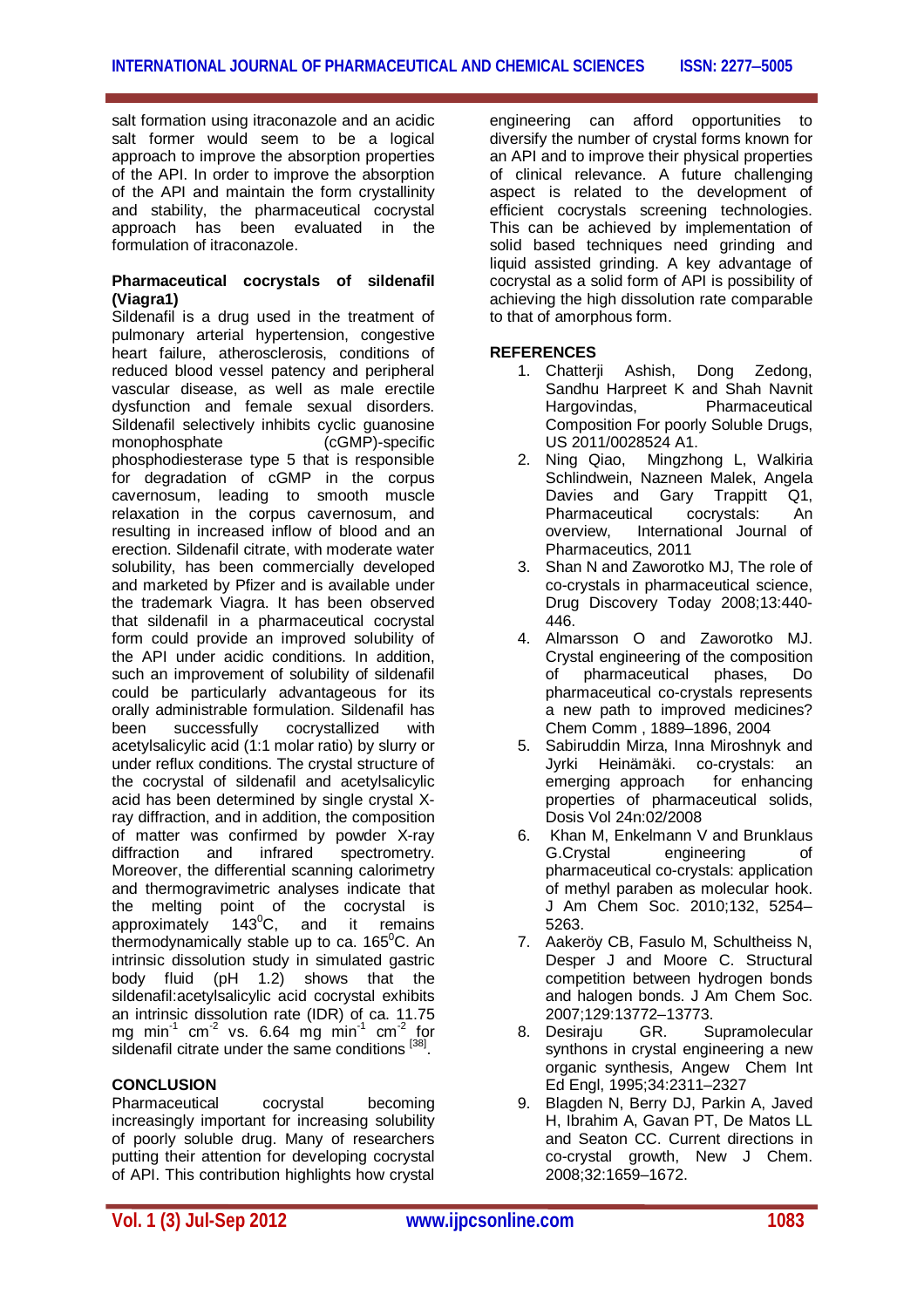salt formation using itraconazole and an acidic salt former would seem to be a logical approach to improve the absorption properties of the API. In order to improve the absorption of the API and maintain the form crystallinity and stability, the pharmaceutical cocrystal approach has been evaluated in the formulation of itraconazole.

**Pharmaceutical cocrystals of sildenafil (Viagra1)**

Sildenafil is a drug used in the treatment of pulmonary arterial hypertension, congestive heart failure, atherosclerosis, conditions of reduced blood vessel patency and peripheral vascular disease, as well as male erectile dysfunction and female sexual disorders. Sildenafil selectively inhibits cyclic guanosine monophosphate (cGMP)-specific phosphodiesterase type 5 that is responsible for degradation of cGMP in the corpus cavernosum, leading to smooth muscle relaxation in the corpus cavernosum, and resulting in increased inflow of blood and an erection. Sildenafil citrate, with moderate water solubility, has been commercially developed and marketed by Pfizer and is available under the trademark Viagra. It has been observed that sildenafil in a pharmaceutical cocrystal form could provide an improved solubility of the API under acidic conditions. In addition, such an improvement of solubility of sildenafil could be particularly advantageous for its orally administrable formulation. Sildenafil has been successfully cocrystallized with acetylsalicylic acid (1:1 molar ratio) by slurry or under reflux conditions. The crystal structure of the cocrystal of sildenafil and acetylsalicylic acid has been determined by single crystal X-ray diffraction, and in addition, the composition of matter was confirmed by powder X-ray diffraction and infrared spectrometry. Moreover, the differential scanning calorimetry and thermogravimetric analyses indicate that the melting point of the cocrystal is approximately $143^0$C, and it remains thermodynamically stable up to ca. $165^0$C. An intrinsic dissolution study in simulated gastric body fluid (pH 1.2) shows that the sildenafil:acetylsalicylic acid cocrystal exhibits an intrinsic dissolution rate (IDR) of ca. 11.75 mg $min^{-1}$ $cm^{-2}$ vs. 6.64 mg $min^{-1}$ $cm^{-2}$ for sildenafil citrate under the same conditions [38].

## CONCLUSION

Pharmaceutical cocrystal becoming increasingly important for increasing solubility of poorly soluble drug. Many of researchers putting their attention for developing cocrystal of API. This contribution highlights how crystal engineering can afford opportunities to diversify the number of crystal forms known for an API and to improve their physical properties of clinical relevance. A future challenging aspect is related to the development of efficient cocrystals screening technologies. This can be achieved by implementation of solid based techniques need grinding and liquid assisted grinding. A key advantage of cocrystal as a solid form of API is possibility of achieving the high dissolution rate comparable to that of amorphous form.

## REFERENCES

1. Chatterji Ashish, Dong Zedong, Sandhu Harpreet K and Shah Navnit Hargovindas, Pharmaceutical Composition For poorly Soluble Drugs, US 2011/0028524 A1.
2. Ning Qiao, Mingzhong L, Walkiria Schlindwein, Nazneen Malek, Angela Davies and Gary Trappitt Q1, Pharmaceutical cocrystals: An overview, International Journal of Pharmaceutics, 2011
3. Shan N and Zaworotko MJ, The role of co-crystals in pharmaceutical science, Drug Discovery Today 2008;13:440-446.
4. Almarsson O and Zaworotko MJ. Crystal engineering of the composition of pharmaceutical phases, Do pharmaceutical co-crystals represents a new path to improved medicines? Chem Comm , 1889–1896, 2004
5. Sabiruddin Mirza, Inna Miroshnyk and Jyrki Heinämäki. co-crystals: an emerging approach for enhancing properties of pharmaceutical solids, Dosis Vol 24n:02/2008
6. Khan M, Enkelmann V and Brunklaus G.Crystal engineering of pharmaceutical co-crystals: application of methyl paraben as molecular hook. J Am Chem Soc. 2010;132, 5254–5263.
7. Aakeröy CB, Fasulo M, Schultheiss N, Desper J and Moore C. Structural competition between hydrogen bonds and halogen bonds. J Am Chem Soc. 2007;129:13772–13773.
8. Desiraju GR. Supramolecular synthons in crystal engineering a new organic synthesis, Angew Chem Int Ed Engl, 1995;34:2311–2327
9. Blagden N, Berry DJ, Parkin A, Javed H, Ibrahim A, Gavan PT, De Matos LL and Seaton CC. Current directions in co-crystal growth, New J Chem. 2008;32:1659–1672.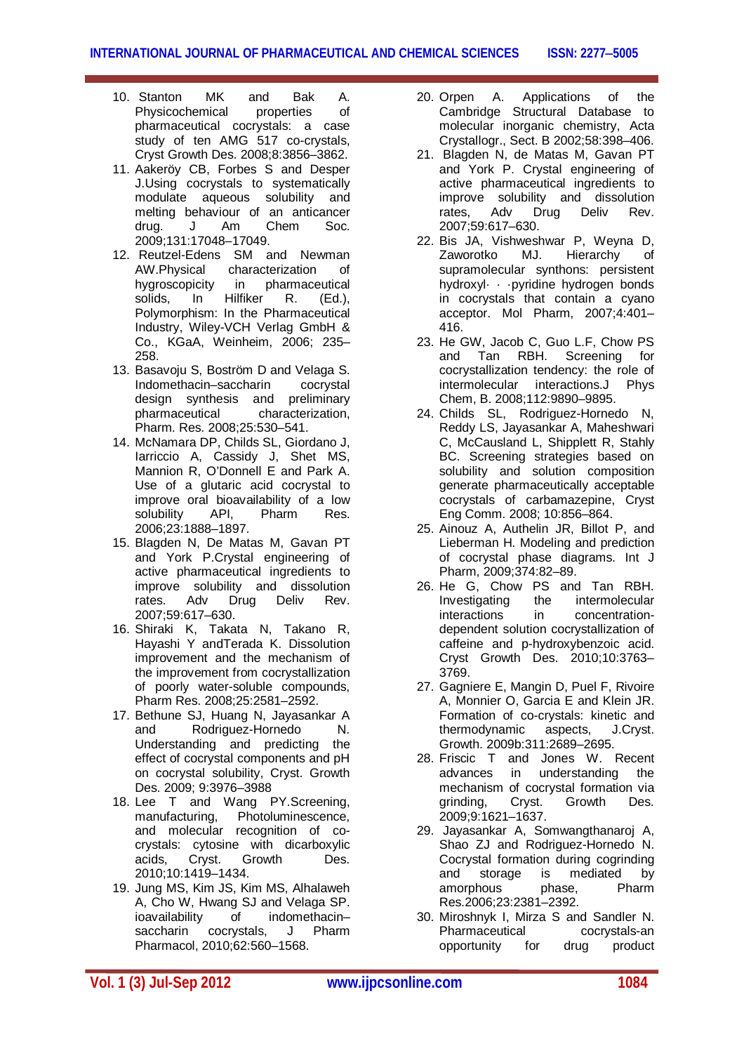10. Stanton MK and Bak A. Physicochemical properties of pharmaceutical cocrystals: a case study of ten AMG 517 co-crystals, Cryst Growth Des. 2008;8:3856–3862.
11. Aakeröy CB, Forbes S and Desper J.Using cocrystals to systematically modulate aqueous solubility and melting behaviour of an anticancer drug. J Am Chem Soc. 2009;131:17048–17049.
12. Reutzel-Edens SM and Newman AW.Physical characterization of hygroscopicity in pharmaceutical solids, In Hilfiker R. (Ed.), Polymorphism: In the Pharmaceutical Industry, Wiley-VCH Verlag GmbH & Co., KGaA, Weinheim, 2006; 235–258.
13. Basavoju S, Boström D and Velaga S. Indomethacin–saccharin cocrystal design synthesis and preliminary pharmaceutical characterization, Pharm. Res. 2008;25:530–541.
14. McNamara DP, Childs SL, Giordano J, Iarriccio A, Cassidy J, Shet MS, Mannion R, O'Donnell E and Park A. Use of a glutaric acid cocrystal to improve oral bioavailability of a low solubility API, Pharm Res. 2006;23:1888–1897.
15. Blagden N, De Matas M, Gavan PT and York P.Crystal engineering of active pharmaceutical ingredients to improve solubility and dissolution rates. Adv Drug Deliv Rev. 2007;59:617–630.
16. Shiraki K, Takata N, Takano R, Hayashi Y andTerada K. Dissolution improvement and the mechanism of the improvement from cocrystallization of poorly water-soluble compounds, Pharm Res. 2008;25:2581–2592.
17. Bethune SJ, Huang N, Jayasankar A and Rodriguez-Hornedo N. Understanding and predicting the effect of cocrystal components and pH on cocrystal solubility, Cryst. Growth Des. 2009; 9:3976–3988
18. Lee T and Wang PY.Screening, manufacturing, Photoluminescence, and molecular recognition of co-crystals: cytosine with dicarboxylic acids, Cryst. Growth Des. 2010;10:1419–1434.
19. Jung MS, Kim JS, Kim MS, Alhalaweh A, Cho W, Hwang SJ and Velaga SP. ioavailability of indomethacin–saccharin cocrystals, J Pharm Pharmacol, 2010;62:560–1568.
20. Orpen A. Applications of the Cambridge Structural Database to molecular inorganic chemistry, Acta Crystallogr., Sect. B 2002;58:398–406.
21. Blagden N, de Matas M, Gavan PT and York P. Crystal engineering of active pharmaceutical ingredients to improve solubility and dissolution rates, Adv Drug Deliv Rev. 2007;59:617–630.
22. Bis JA, Vishweshwar P, Weyna D, Zaworotko MJ. Hierarchy of supramolecular synthons: persistent hydroxyl· · ·pyridine hydrogen bonds in cocrystals that contain a cyano acceptor. Mol Pharm, 2007;4:401–416.
23. He GW, Jacob C, Guo L.F, Chow PS and Tan RBH. Screening for cocrystallization tendency: the role of intermolecular interactions.J Phys Chem, B. 2008;112:9890–9895.
24. Childs SL, Rodriguez-Hornedo N, Reddy LS, Jayasankar A, Maheshwari C, McCausland L, Shipplett R, Stahly BC. Screening strategies based on solubility and solution composition generate pharmaceutically acceptable cocrystals of carbamazepine, Cryst Eng Comm. 2008; 10:856–864.
25. Ainouz A, Authelin JR, Billot P, and Lieberman H. Modeling and prediction of cocrystal phase diagrams. Int J Pharm, 2009;374:82–89.
26. He G, Chow PS and Tan RBH. Investigating the intermolecular interactions in concentration-dependent solution cocrystallization of caffeine and p-hydroxybenzoic acid. Cryst Growth Des. 2010;10:3763–3769.
27. Gagniere E, Mangin D, Puel F, Rivoire A, Monnier O, Garcia E and Klein JR. Formation of co-crystals: kinetic and thermodynamic aspects, J.Cryst. Growth. 2009b:311:2689–2695.
28. Friscic T and Jones W. Recent advances in understanding the mechanism of cocrystal formation via grinding, Cryst. Growth Des. 2009;9:1621–1637.
29. Jayasankar A, Somwangthanaroj A, Shao ZJ and Rodriguez-Hornedo N. Cocrystal formation during cogrinding and storage is mediated by amorphous phase, Pharm Res.2006;23:2381–2392.
30. Miroshnyk I, Mirza S and Sandler N. Pharmaceutical cocrystals-an opportunity for drug product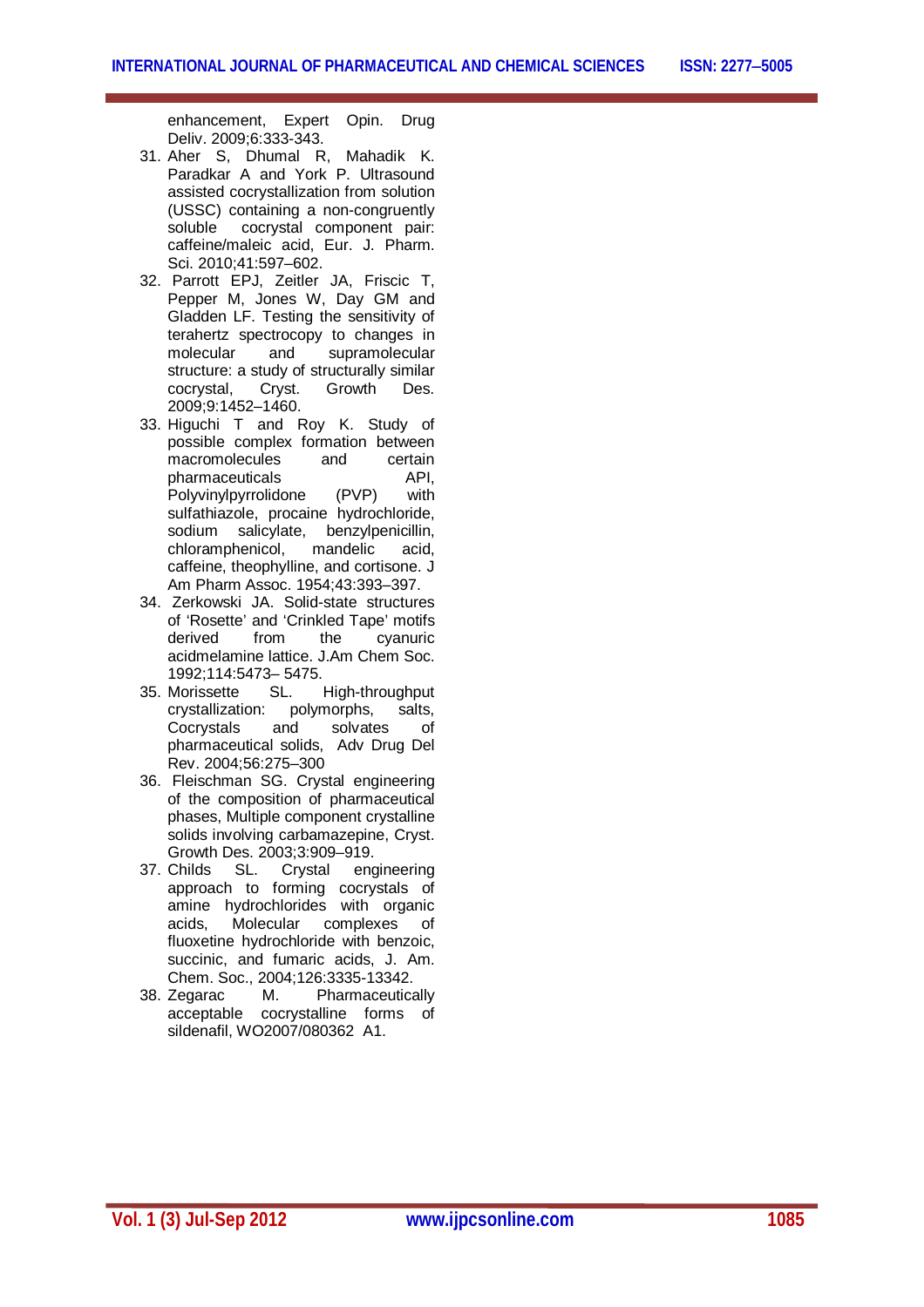enhancement, Expert Opin. Drug Deliv. 2009;6:333-343.

31. Aher S, Dhumal R, Mahadik K. Paradkar A and York P. Ultrasound assisted cocrystallization from solution (USSC) containing a non-congruently soluble cocrystal component pair: caffeine/maleic acid, Eur. J. Pharm. Sci. 2010;41:597–602.
32. Parrott EPJ, Zeitler JA, Friscic T, Pepper M, Jones W, Day GM and Gladden LF. Testing the sensitivity of terahertz spectrocopy to changes in molecular and supramolecular structure: a study of structurally similar cocrystal, Cryst. Growth Des. 2009;9:1452–1460.
33. Higuchi T and Roy K. Study of possible complex formation between macromolecules and certain pharmaceuticals API, Polyvinylpyrrolidone (PVP) with sulfathiazole, procaine hydrochloride, sodium salicylate, benzylpenicillin, chloramphenicol, mandelic acid, caffeine, theophylline, and cortisone. J Am Pharm Assoc. 1954;43:393–397.
34. Zerkowski JA. Solid-state structures of 'Rosette' and 'Crinkled Tape' motifs derived from the cyanuric acidmelamine lattice. J.Am Chem Soc. 1992;114:5473– 5475.
35. Morissette SL. High-throughput crystallization: polymorphs, salts, Cocrystals and solvates of pharmaceutical solids, Adv Drug Del Rev. 2004;56:275–300
36. Fleischman SG. Crystal engineering of the composition of pharmaceutical phases, Multiple component crystalline solids involving carbamazepine, Cryst. Growth Des. 2003;3:909–919.
37. Childs SL. Crystal engineering approach to forming cocrystals of amine hydrochlorides with organic acids, Molecular complexes of fluoxetine hydrochloride with benzoic, succinic, and fumaric acids, J. Am. Chem. Soc., 2004;126:3335-13342.
38. Zegarac M. Pharmaceutically acceptable cocrystalline forms of sildenafil, WO2007/080362 A1.